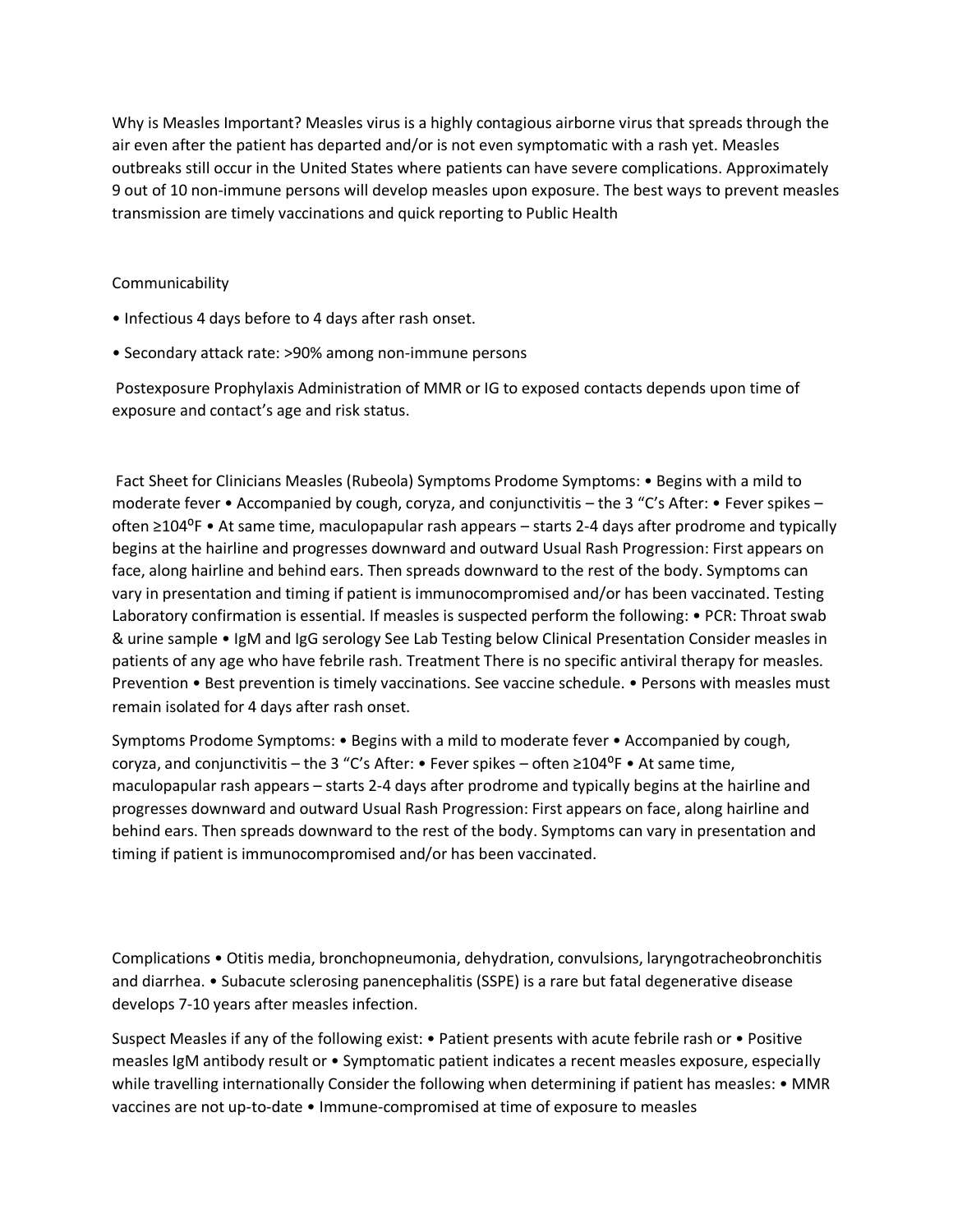Why is Measles Important? Measles virus is a highly contagious airborne virus that spreads through the air even after the patient has departed and/or is not even symptomatic with a rash yet. Measles outbreaks still occur in the United States where patients can have severe complications. Approximately 9 out of 10 non-immune persons will develop measles upon exposure. The best ways to prevent measles transmission are timely vaccinations and quick reporting to Public Health

Communicability

- Infectious 4 days before to 4 days after rash onset.
- Secondary attack rate: >90% among non-immune persons

Postexposure Prophylaxis Administration of MMR or IG to exposed contacts depends upon time of exposure and contact's age and risk status.

Fact Sheet for Clinicians Measles (Rubeola) Symptoms Prodome Symptoms: • Begins with a mild to moderate fever • Accompanied by cough, coryza, and conjunctivitis – the 3 "C's After: • Fever spikes – often ≥104ºF • At same time, maculopapular rash appears – starts 2-4 days after prodrome and typically begins at the hairline and progresses downward and outward Usual Rash Progression: First appears on face, along hairline and behind ears. Then spreads downward to the rest of the body. Symptoms can vary in presentation and timing if patient is immunocompromised and/or has been vaccinated. Testing Laboratory confirmation is essential. If measles is suspected perform the following: • PCR: Throat swab & urine sample • IgM and IgG serology See Lab Testing below Clinical Presentation Consider measles in patients of any age who have febrile rash. Treatment There is no specific antiviral therapy for measles. Prevention • Best prevention is timely vaccinations. See vaccine schedule. • Persons with measles must remain isolated for 4 days after rash onset.

Symptoms Prodome Symptoms: • Begins with a mild to moderate fever • Accompanied by cough, coryza, and conjunctivitis – the 3 "C's After: • Fever spikes – often ≥104ºF • At same time, maculopapular rash appears – starts 2-4 days after prodrome and typically begins at the hairline and progresses downward and outward Usual Rash Progression: First appears on face, along hairline and behind ears. Then spreads downward to the rest of the body. Symptoms can vary in presentation and timing if patient is immunocompromised and/or has been vaccinated.

Complications • Otitis media, bronchopneumonia, dehydration, convulsions, laryngotracheobronchitis and diarrhea. • Subacute sclerosing panencephalitis (SSPE) is a rare but fatal degenerative disease develops 7-10 years after measles infection.

Suspect Measles if any of the following exist: • Patient presents with acute febrile rash or • Positive measles IgM antibody result or • Symptomatic patient indicates a recent measles exposure, especially while travelling internationally Consider the following when determining if patient has measles: • MMR vaccines are not up-to-date • Immune-compromised at time of exposure to measles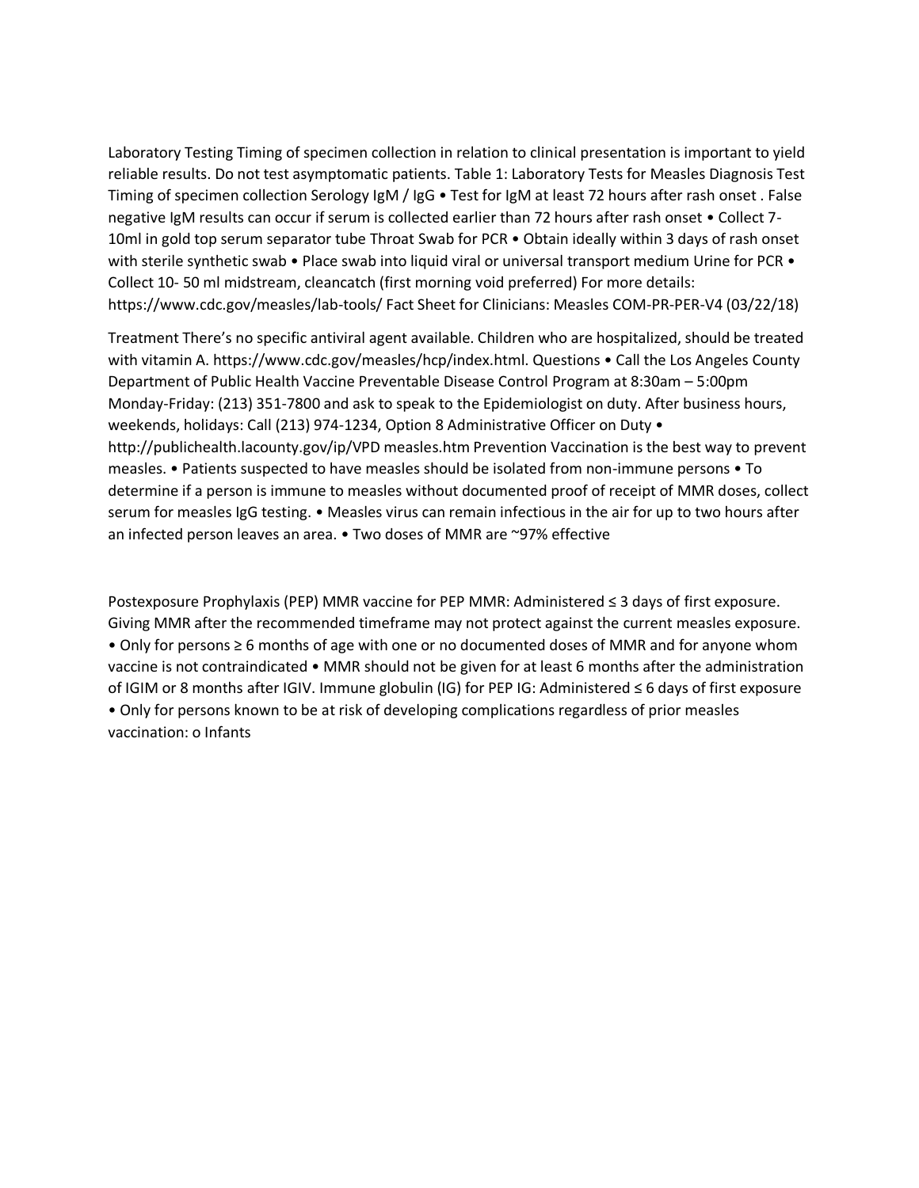Laboratory Testing Timing of specimen collection in relation to clinical presentation is important to yield reliable results. Do not test asymptomatic patients. Table 1: Laboratory Tests for Measles Diagnosis Test Timing of specimen collection Serology IgM / IgG • Test for IgM at least 72 hours after rash onset . False negative IgM results can occur if serum is collected earlier than 72 hours after rash onset • Collect 7-10ml in gold top serum separator tube Throat Swab for PCR • Obtain ideally within 3 days of rash onset with sterile synthetic swab • Place swab into liquid viral or universal transport medium Urine for PCR • Collect 10- 50 ml midstream, cleancatch (first morning void preferred) For more details: https://www.cdc.gov/measles/lab-tools/ Fact Sheet for Clinicians: Measles COM-PR-PER-V4 (03/22/18)

Treatment There's no specific antiviral agent available. Children who are hospitalized, should be treated with vitamin A. https://www.cdc.gov/measles/hcp/index.html. Questions • Call the Los Angeles County Department of Public Health Vaccine Preventable Disease Control Program at 8:30am – 5:00pm Monday-Friday: (213) 351-7800 and ask to speak to the Epidemiologist on duty. After business hours, weekends, holidays: Call (213) 974-1234, Option 8 Administrative Officer on Duty • http://publichealth.lacounty.gov/ip/VPD measles.htm Prevention Vaccination is the best way to prevent measles. • Patients suspected to have measles should be isolated from non-immune persons • To determine if a person is immune to measles without documented proof of receipt of MMR doses, collect serum for measles IgG testing. • Measles virus can remain infectious in the air for up to two hours after an infected person leaves an area. • Two doses of MMR are ~97% effective

Postexposure Prophylaxis (PEP) MMR vaccine for PEP MMR: Administered ≤ 3 days of first exposure. Giving MMR after the recommended timeframe may not protect against the current measles exposure. • Only for persons ≥ 6 months of age with one or no documented doses of MMR and for anyone whom vaccine is not contraindicated • MMR should not be given for at least 6 months after the administration of IGIM or 8 months after IGIV. Immune globulin (IG) for PEP IG: Administered ≤ 6 days of first exposure • Only for persons known to be at risk of developing complications regardless of prior measles vaccination: o Infants